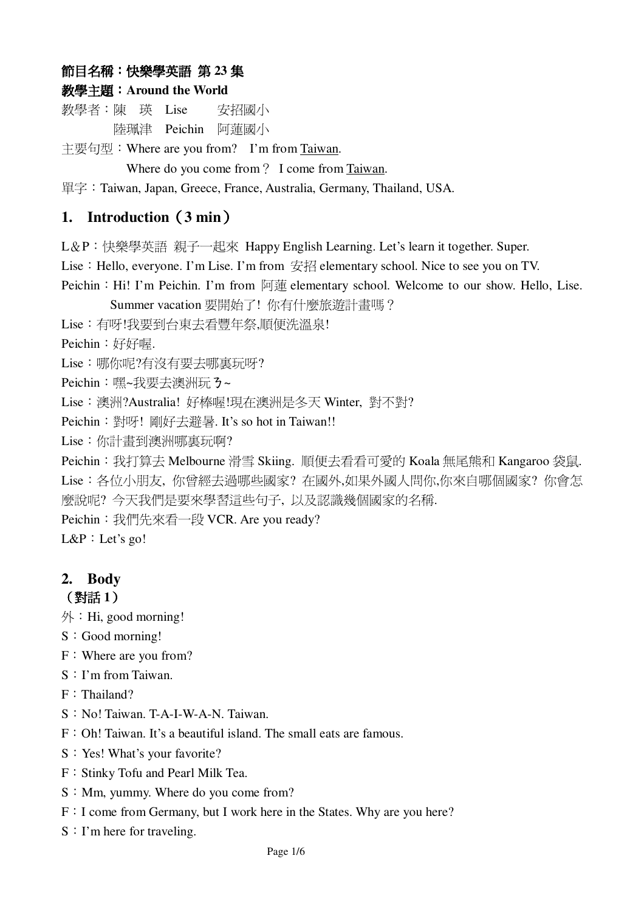**節目名稱：快樂學英語 第 23 集**

**教學主題：Around the World**

教學者：陳　瑛　Lise　　安招國小

　　　　陸珮津　Peichin　阿蓮國小

主要句型：Where are you from?　I'm from <u>Taiwan</u>.

　　　　　Where do you come from？ I come from <u>Taiwan</u>.

單字：Taiwan, Japan, Greece, France, Australia, Germany, Thailand, USA.

## 1. Introduction（3 min）

L＆P：快樂學英語 親子一起來 Happy English Learning. Let's learn it together. Super.

Lise：Hello, everyone. I'm Lise. I'm from 安招 elementary school. Nice to see you on TV.

Peichin：Hi! I'm Peichin. I'm from 阿蓮 elementary school. Welcome to our show. Hello, Lise. Summer vacation 要開始了! 你有什麼旅遊計畫嗎？

Lise：有呀!我要到台東去看豐年祭,順便洗溫泉!

Peichin：好好喔.

Lise：哪你呢?有沒有要去哪裏玩呀?

Peichin：嘿~我要去澳洲玩ㄋ~

Lise：澳洲?Australia! 好棒喔!現在澳洲是冬天 Winter, 對不對?

Peichin：對呀! 剛好去避暑. It's so hot in Taiwan!!

Lise：你計畫到澳洲哪裏玩啊?

Peichin：我打算去 Melbourne 滑雪 Skiing. 順便去看看可愛的 Koala 無尾熊和 Kangaroo 袋鼠.

Lise：各位小朋友, 你曾經去過哪些國家? 在國外,如果外國人問你,你來自哪個國家? 你會怎麼說呢? 今天我們是要來學習這些句子, 以及認識幾個國家的名稱.

Peichin：我們先來看一段 VCR. Are you ready?

L&P：Let's go!

## 2. Body

**（對話 1）**

外：Hi, good morning!

S：Good morning!

F：Where are you from?

S：I'm from Taiwan.

F：Thailand?

S：No! Taiwan. T-A-I-W-A-N. Taiwan.

F：Oh! Taiwan. It's a beautiful island. The small eats are famous.

S：Yes! What's your favorite?

F：Stinky Tofu and Pearl Milk Tea.

S：Mm, yummy. Where do you come from?

F：I come from Germany, but I work here in the States. Why are you here?

S：I'm here for traveling.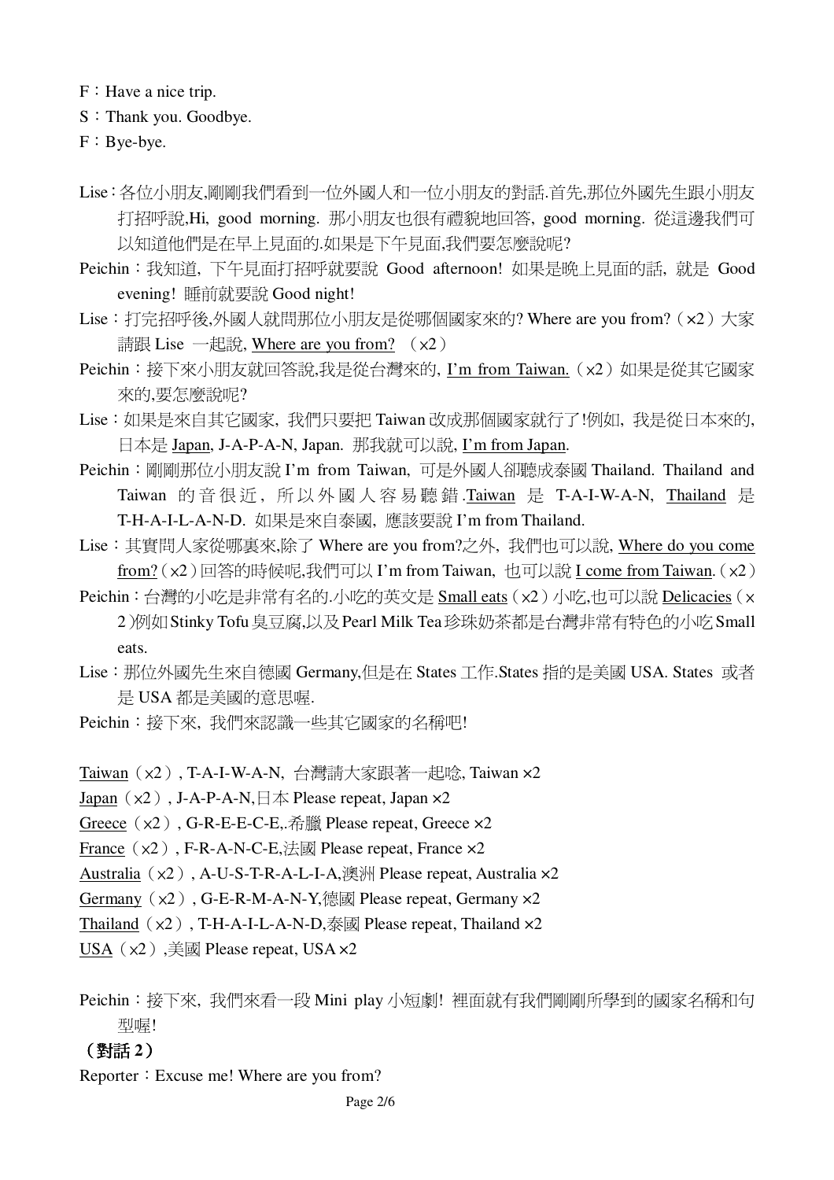F：Have a nice trip.

S：Thank you. Goodbye.

F：Bye-bye.

Lise：各位小朋友,剛剛我們看到一位外國人和一位小朋友的對話.首先,那位外國先生跟小朋友打招呼說,Hi, good morning. 那小朋友也很有禮貌地回答, good morning. 從這邊我們可以知道他們是在早上見面的.如果是下午見面,我們要怎麼說呢?

Peichin：我知道, 下午見面打招呼就要說 Good afternoon! 如果是晚上見面的話, 就是 Good evening! 睡前就要說 Good night!

Lise：打完招呼後,外國人就問那位小朋友是從哪個國家來的? Where are you from?（×2）大家請跟 Lise 一起說, <u>Where are you from?</u>（×2）

Peichin：接下來小朋友就回答說,我是從台灣來的, <u>I'm from Taiwan.</u>（×2）如果是從其它國家來的,要怎麼說呢?

Lise：如果是來自其它國家, 我們只要把 Taiwan 改成那個國家就行了!例如, 我是從日本來的, 日本是 <u>Japan</u>, J-A-P-A-N, Japan. 那我就可以說, <u>I'm from Japan</u>.

Peichin：剛剛那位小朋友說 I'm from Taiwan, 可是外國人卻聽成泰國 Thailand. Thailand and Taiwan 的音很近, 所以外國人容易聽錯.<u>Taiwan</u> 是 T-A-I-W-A-N, <u>Thailand</u> 是 T-H-A-I-L-A-N-D. 如果是來自泰國, 應該要說 I'm from Thailand.

Lise：其實問人家從哪裏來,除了 Where are you from?之外, 我們也可以說, <u>Where do you come from?</u>（×2）回答的時候呢,我們可以 I'm from Taiwan, 也可以說 <u>I come from Taiwan</u>.（×2）

Peichin：台灣的小吃是非常有名的.小吃的英文是 <u>Small eats</u>（×2）小吃,也可以說 <u>Delicacies</u>（×2）例如 Stinky Tofu 臭豆腐,以及 Pearl Milk Tea 珍珠奶茶都是台灣非常有特色的小吃 Small eats.

Lise：那位外國先生來自德國 Germany,但是在 States 工作.States 指的是美國 USA. States 或者是 USA 都是美國的意思喔.

Peichin：接下來, 我們來認識一些其它國家的名稱吧!

<u>Taiwan</u>（×2）, T-A-I-W-A-N, 台灣請大家跟著一起唸, Taiwan ×2

<u>Japan</u>（×2）, J-A-P-A-N,日本 Please repeat, Japan ×2

<u>Greece</u>（×2）, G-R-E-E-C-E,.希臘 Please repeat, Greece ×2

<u>France</u>（×2）, F-R-A-N-C-E,法國 Please repeat, France ×2

<u>Australia</u>（×2）, A-U-S-T-R-A-L-I-A,澳洲 Please repeat, Australia ×2

<u>Germany</u>（×2）, G-E-R-M-A-N-Y,德國 Please repeat, Germany ×2

<u>Thailand</u>（×2）, T-H-A-I-L-A-N-D,泰國 Please repeat, Thailand ×2

<u>USA</u>（×2）,美國 Please repeat, USA ×2

Peichin：接下來, 我們來看一段 Mini play 小短劇! 裡面就有我們剛剛所學到的國家名稱和句型喔!

**（對話 2）**

Reporter：Excuse me! Where are you from?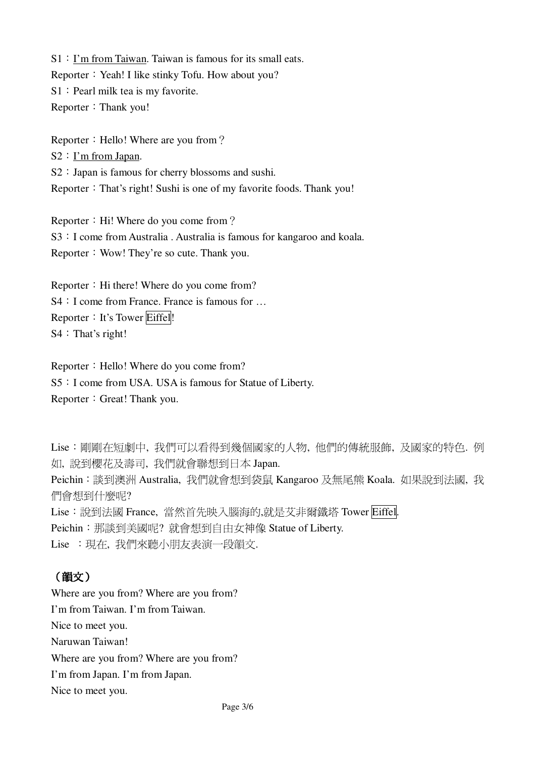S1：<u>I'm from Taiwan</u>. Taiwan is famous for its small eats.
Reporter：Yeah! I like stinky Tofu. How about you?
S1：Pearl milk tea is my favorite.
Reporter：Thank you!

Reporter：Hello! Where are you from？
S2：<u>I'm from Japan</u>.
S2：Japan is famous for cherry blossoms and sushi.
Reporter：That's right! Sushi is one of my favorite foods. Thank you!

Reporter：Hi! Where do you come from？
S3：I come from Australia . Australia is famous for kangaroo and koala.
Reporter：Wow! They're so cute. Thank you.

Reporter：Hi there! Where do you come from?
S4：I come from France. France is famous for …
Reporter：It's Tower Eiffel!
S4：That's right!

Reporter：Hello! Where do you come from?
S5：I come from USA. USA is famous for Statue of Liberty.
Reporter：Great! Thank you.

Lise：剛剛在短劇中，我們可以看得到幾個國家的人物，他們的傳統服飾，及國家的特色．例如，說到櫻花及壽司，我們就會聯想到日本 Japan.
Peichin：談到澳洲 Australia，我們就會想到袋鼠 Kangaroo 及無尾熊 Koala．如果說到法國，我們會想到什麼呢?
Lise：說到法國 France，當然首先映入腦海的,就是艾非爾鐵塔 Tower Eiffel.
Peichin：那談到美國呢？就會想到自由女神像 Statue of Liberty.
Lise ：現在，我們來聽小朋友表演一段韻文.

**（韻文）**

Where are you from? Where are you from?
I'm from Taiwan. I'm from Taiwan.
Nice to meet you.
Naruwan Taiwan!
Where are you from? Where are you from?
I'm from Japan. I'm from Japan.
Nice to meet you.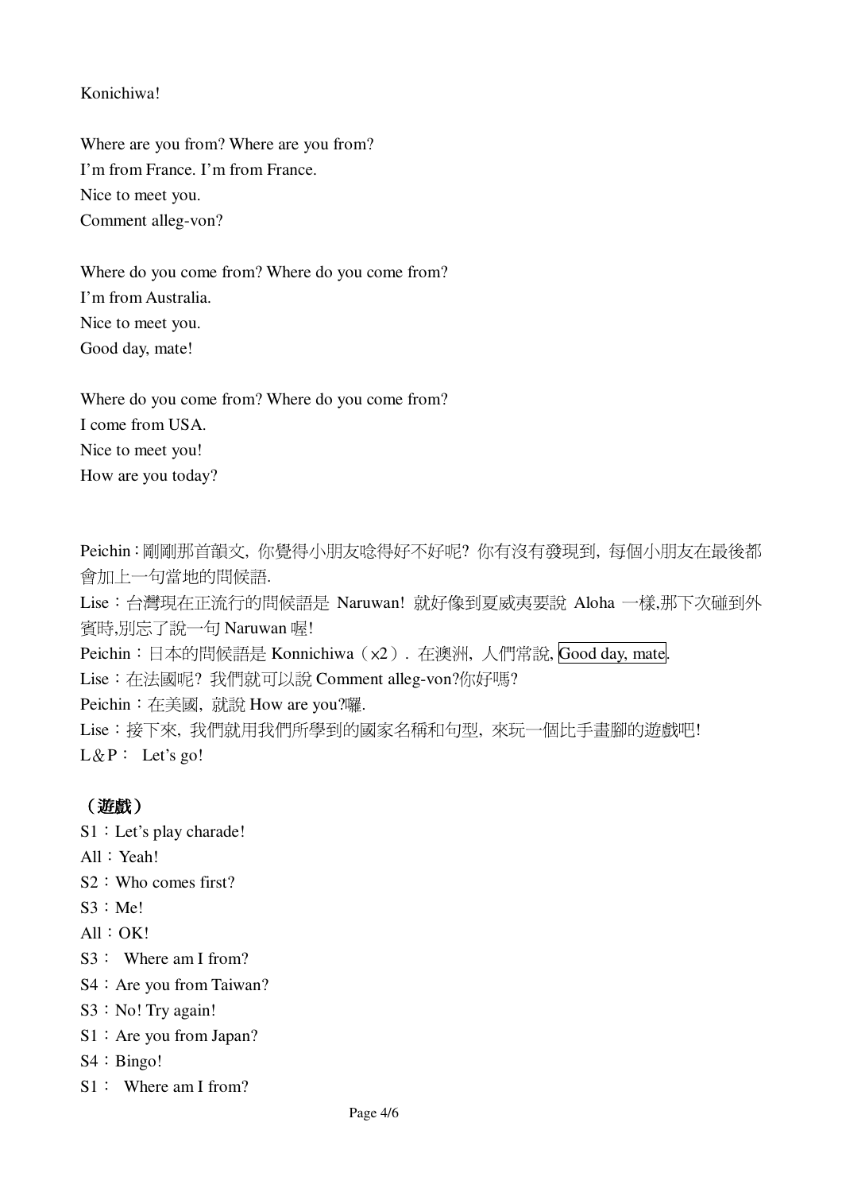Konichiwa!

Where are you from? Where are you from?
I'm from France. I'm from France.
Nice to meet you.
Comment alleg-von?

Where do you come from? Where do you come from?
I'm from Australia.
Nice to meet you.
Good day, mate!

Where do you come from? Where do you come from?
I come from USA.
Nice to meet you!
How are you today?

Peichin：剛剛那首韻文，你覺得小朋友唸得好不好呢？你有沒有發現到，每個小朋友在最後都會加上一句當地的問候語.
Lise：台灣現在正流行的問候語是 Naruwan! 就好像到夏威夷要說 Aloha 一樣,那下次碰到外賓時,別忘了說一句 Naruwan 喔!
Peichin：日本的問候語是 Konnichiwa（×2）. 在澳洲，人們常說, Good day, mate.
Lise：在法國呢？我們就可以說 Comment alleg-von?你好嗎?
Peichin：在美國，就說 How are you?囉.
Lise：接下來，我們就用我們所學到的國家名稱和句型，來玩一個比手畫腳的遊戲吧!
L＆P： Let's go!

**（遊戲）**

S1：Let's play charade!
All：Yeah!
S2：Who comes first?
S3：Me!
All：OK!
S3： Where am I from?
S4：Are you from Taiwan?
S3：No! Try again!
S1：Are you from Japan?
S4：Bingo!
S1： Where am I from?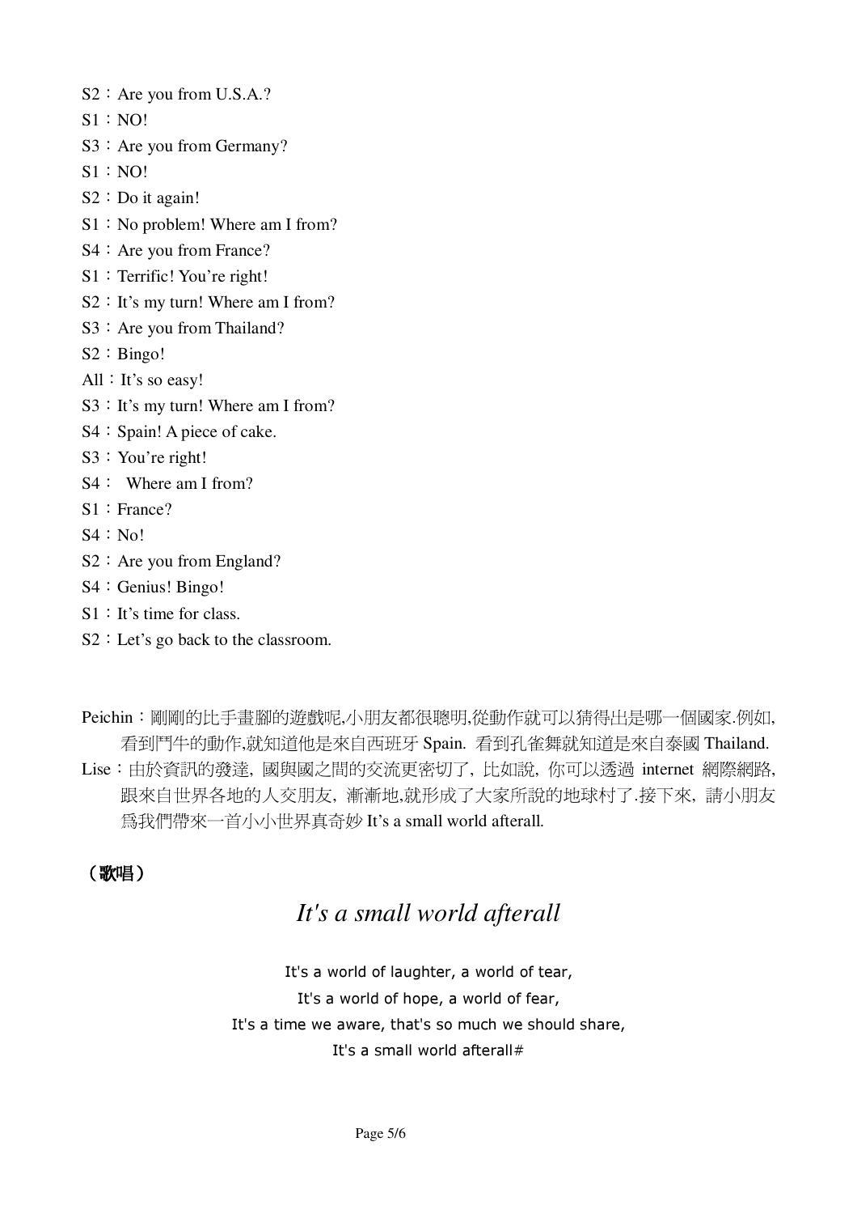S2：Are you from U.S.A.?

S1：NO!

S3：Are you from Germany?

S1：NO!

S2：Do it again!

S1：No problem! Where am I from?

S4：Are you from France?

S1：Terrific! You're right!

S2：It's my turn! Where am I from?

S3：Are you from Thailand?

S2：Bingo!

All：It's so easy!

S3：It's my turn! Where am I from?

S4：Spain! A piece of cake.

S3：You're right!

S4： Where am I from?

S1：France?

S4：No!

S2：Are you from England?

S4：Genius! Bingo!

S1：It's time for class.

S2：Let's go back to the classroom.

Peichin：剛剛的比手畫腳的遊戲呢,小朋友都很聰明,從動作就可以猜得出是哪一個國家.例如,看到鬥牛的動作,就知道他是來自西班牙 Spain. 看到孔雀舞就知道是來自泰國 Thailand.

Lise：由於資訊的發達，國與國之間的交流更密切了，比如說，你可以透過 internet 網際網路，跟來自世界各地的人交朋友，漸漸地,就形成了大家所說的地球村了.接下來，請小朋友爲我們帶來一首小小世界真奇妙 It's a small world afterall.

**（歌唱）**

## *It's a small world afterall*

It's a world of laughter, a world of tear,
It's a world of hope, a world of fear,
It's a time we aware, that's so much we should share,
It's a small world afterall#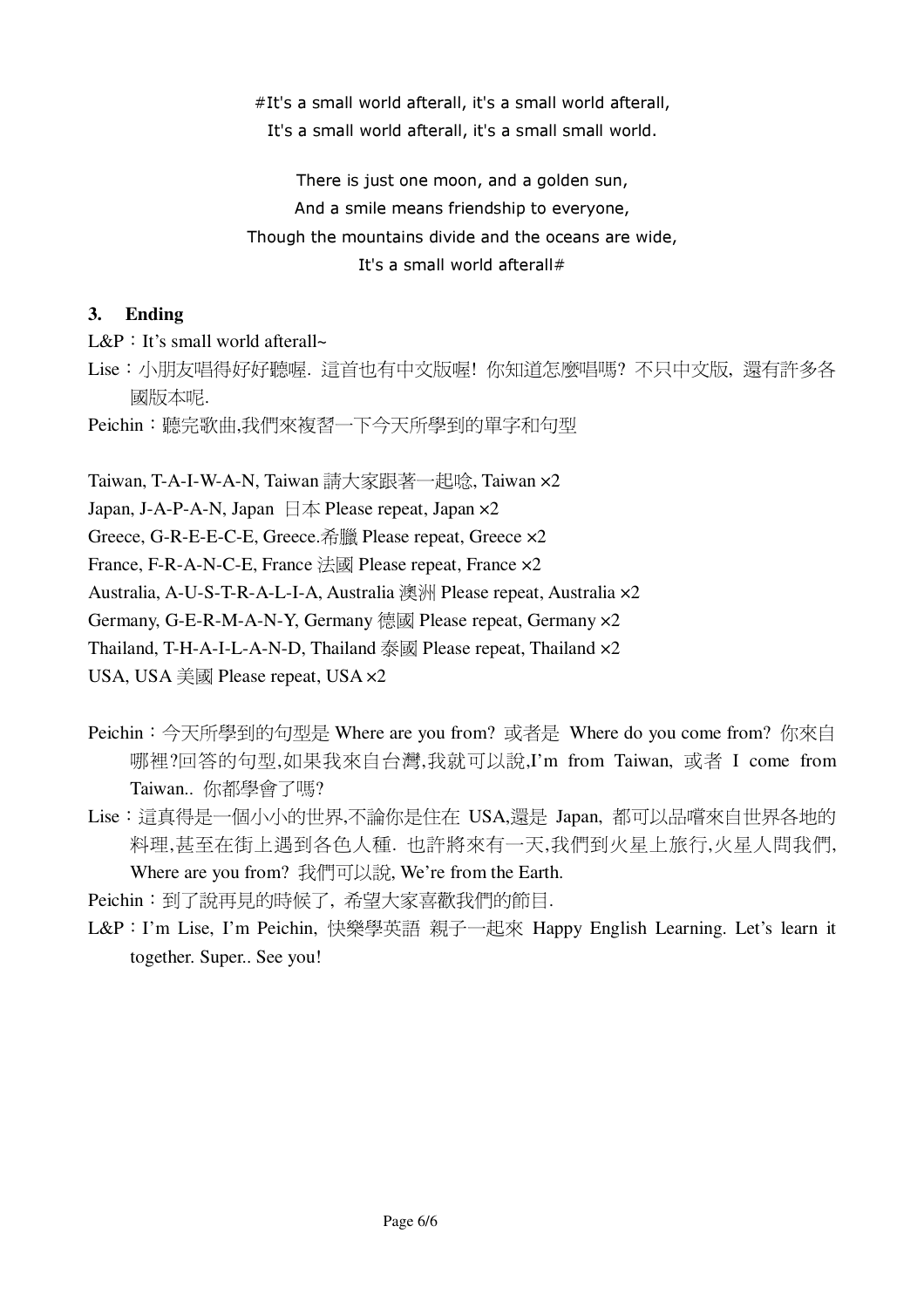#It's a small world afterall, it's a small world afterall,
It's a small world afterall, it's a small small world.

There is just one moon, and a golden sun,
And a smile means friendship to everyone,
Though the mountains divide and the oceans are wide,
It's a small world afterall#

### 3. Ending

L&P：It's small world afterall~

Lise：小朋友唱得好好聽喔. 這首也有中文版喔! 你知道怎麼唱嗎? 不只中文版, 還有許多各國版本呢.

Peichin：聽完歌曲,我們來複習一下今天所學到的單字和句型

Taiwan, T-A-I-W-A-N, Taiwan 請大家跟著一起唸, Taiwan ×2
Japan, J-A-P-A-N, Japan 日本 Please repeat, Japan ×2
Greece, G-R-E-E-C-E, Greece.希臘 Please repeat, Greece ×2
France, F-R-A-N-C-E, France 法國 Please repeat, France ×2
Australia, A-U-S-T-R-A-L-I-A, Australia 澳洲 Please repeat, Australia ×2
Germany, G-E-R-M-A-N-Y, Germany 德國 Please repeat, Germany ×2
Thailand, T-H-A-I-L-A-N-D, Thailand 泰國 Please repeat, Thailand ×2
USA, USA 美國 Please repeat, USA ×2

Peichin：今天所學到的句型是 Where are you from? 或者是 Where do you come from? 你來自哪裡?回答的句型,如果我來自台灣,我就可以說,I'm from Taiwan, 或者 I come from Taiwan.. 你都學會了嗎?

Lise：這真得是一個小小的世界,不論你是住在 USA,還是 Japan, 都可以品嚐來自世界各地的料理,甚至在街上遇到各色人種. 也許將來有一天,我們到火星上旅行,火星人問我們, Where are you from? 我們可以說, We're from the Earth.

Peichin：到了說再見的時候了, 希望大家喜歡我們的節目.

L&P：I'm Lise, I'm Peichin, 快樂學英語 親子一起來 Happy English Learning. Let's learn it together. Super.. See you!